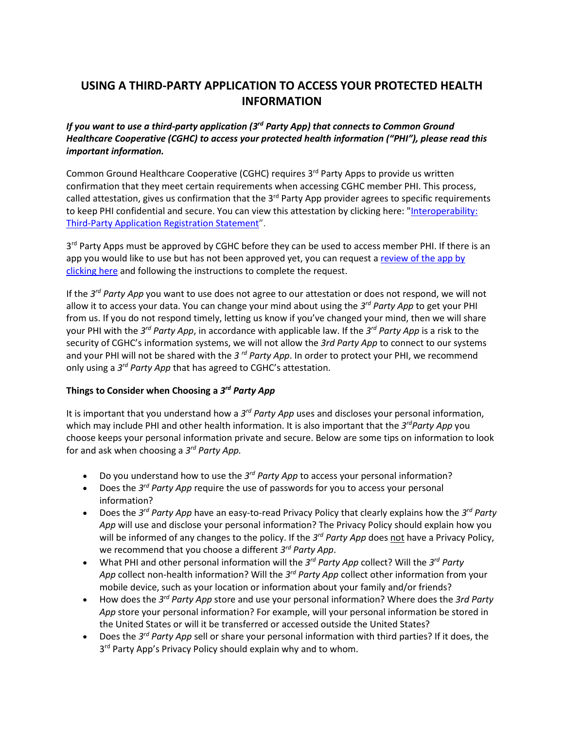# USING A THIRD-PARTY APPLICATION TO ACCESS YOUR PROTECTED HEALTH INFORMATION

***If you want to use a third-party application (3rd Party App) that connects to Common Ground Healthcare Cooperative (CGHC) to access your protected health information ("PHI"), please read this important information.***

Common Ground Healthcare Cooperative (CGHC) requires 3rd Party Apps to provide us written confirmation that they meet certain requirements when accessing CGHC member PHI. This process, called attestation, gives us confirmation that the 3rd Party App provider agrees to specific requirements to keep PHI confidential and secure. You can view this attestation by clicking here: "[Interoperability: Third-Party Application Registration Statement]()".

3rd Party Apps must be approved by CGHC before they can be used to access member PHI. If there is an app you would like to use but has not been approved yet, you can request a [review of the app by clicking here]() and following the instructions to complete the request.

If the *3rd Party App* you want to use does not agree to our attestation or does not respond, we will not allow it to access your data. You can change your mind about using the *3rd Party App* to get your PHI from us. If you do not respond timely, letting us know if you've changed your mind, then we will share your PHI with the *3rd Party App*, in accordance with applicable law. If the *3rd Party App* is a risk to the security of CGHC's information systems, we will not allow the *3rd Party App* to connect to our systems and your PHI will not be shared with the *3 rd Party App*. In order to protect your PHI, we recommend only using a *3rd Party App* that has agreed to CGHC's attestation.

**Things to Consider when Choosing a *3rd Party App***

It is important that you understand how a *3rd Party App* uses and discloses your personal information, which may include PHI and other health information. It is also important that the *3rdParty App* you choose keeps your personal information private and secure. Below are some tips on information to look for and ask when choosing a *3rd Party App.*

- Do you understand how to use the *3rd Party App* to access your personal information?
- Does the *3rd Party App* require the use of passwords for you to access your personal information?
- Does the *3rd Party App* have an easy-to-read Privacy Policy that clearly explains how the *3rd Party App* will use and disclose your personal information? The Privacy Policy should explain how you will be informed of any changes to the policy. If the *3rd Party App* does not have a Privacy Policy, we recommend that you choose a different *3rd Party App*.
- What PHI and other personal information will the *3rd Party App* collect? Will the *3rd Party App* collect non-health information? Will the *3rd Party App* collect other information from your mobile device, such as your location or information about your family and/or friends?
- How does the *3rd Party App* store and use your personal information? Where does the *3rd Party App* store your personal information? For example, will your personal information be stored in the United States or will it be transferred or accessed outside the United States?
- Does the *3rd Party App* sell or share your personal information with third parties? If it does, the 3rd Party App's Privacy Policy should explain why and to whom.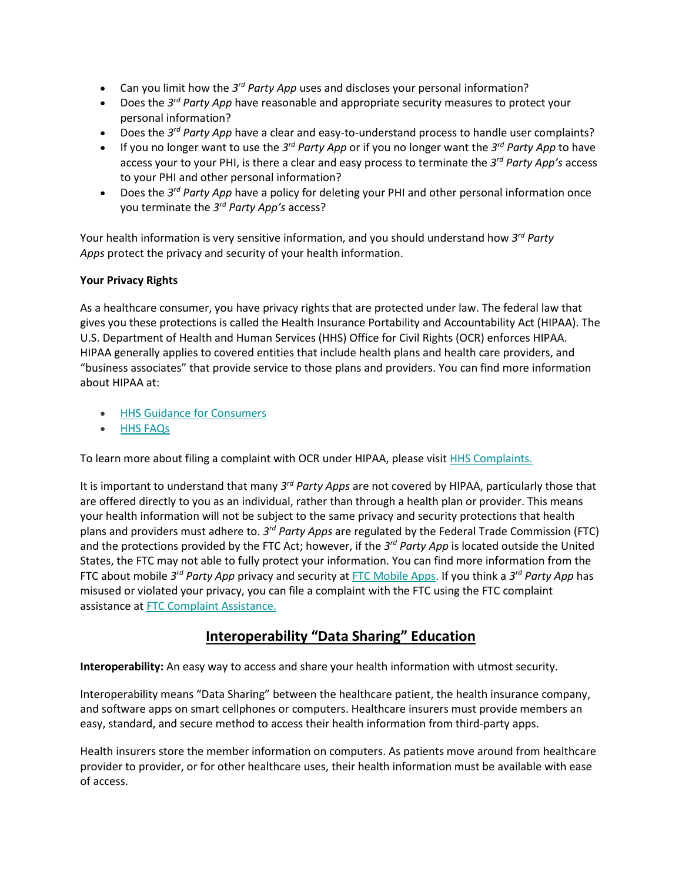- Can you limit how the *3rd Party App* uses and discloses your personal information?
- Does the *3rd Party App* have reasonable and appropriate security measures to protect your personal information?
- Does the *3rd Party App* have a clear and easy-to-understand process to handle user complaints?
- If you no longer want to use the *3rd Party App* or if you no longer want the *3rd Party App* to have access your to your PHI, is there a clear and easy process to terminate the *3rd Party App's* access to your PHI and other personal information?
- Does the *3rd Party App* have a policy for deleting your PHI and other personal information once you terminate the *3rd Party App's* access?

Your health information is very sensitive information, and you should understand how *3rd Party Apps* protect the privacy and security of your health information.

**Your Privacy Rights**

As a healthcare consumer, you have privacy rights that are protected under law. The federal law that gives you these protections is called the Health Insurance Portability and Accountability Act (HIPAA). The U.S. Department of Health and Human Services (HHS) Office for Civil Rights (OCR) enforces HIPAA. HIPAA generally applies to covered entities that include health plans and health care providers, and "business associates" that provide service to those plans and providers. You can find more information about HIPAA at:

- HHS Guidance for Consumers
- HHS FAQs

To learn more about filing a complaint with OCR under HIPAA, please visit HHS Complaints.

It is important to understand that many *3rd Party Apps* are not covered by HIPAA, particularly those that are offered directly to you as an individual, rather than through a health plan or provider. This means your health information will not be subject to the same privacy and security protections that health plans and providers must adhere to. *3rd Party Apps* are regulated by the Federal Trade Commission (FTC) and the protections provided by the FTC Act; however, if the *3rd Party App* is located outside the United States, the FTC may not able to fully protect your information. You can find more information from the FTC about mobile *3rd Party App* privacy and security at FTC Mobile Apps. If you think a *3rd Party App* has misused or violated your privacy, you can file a complaint with the FTC using the FTC complaint assistance at FTC Complaint Assistance.

## Interoperability "Data Sharing" Education

**Interoperability:** An easy way to access and share your health information with utmost security.

Interoperability means "Data Sharing" between the healthcare patient, the health insurance company, and software apps on smart cellphones or computers. Healthcare insurers must provide members an easy, standard, and secure method to access their health information from third-party apps.

Health insurers store the member information on computers. As patients move around from healthcare provider to provider, or for other healthcare uses, their health information must be available with ease of access.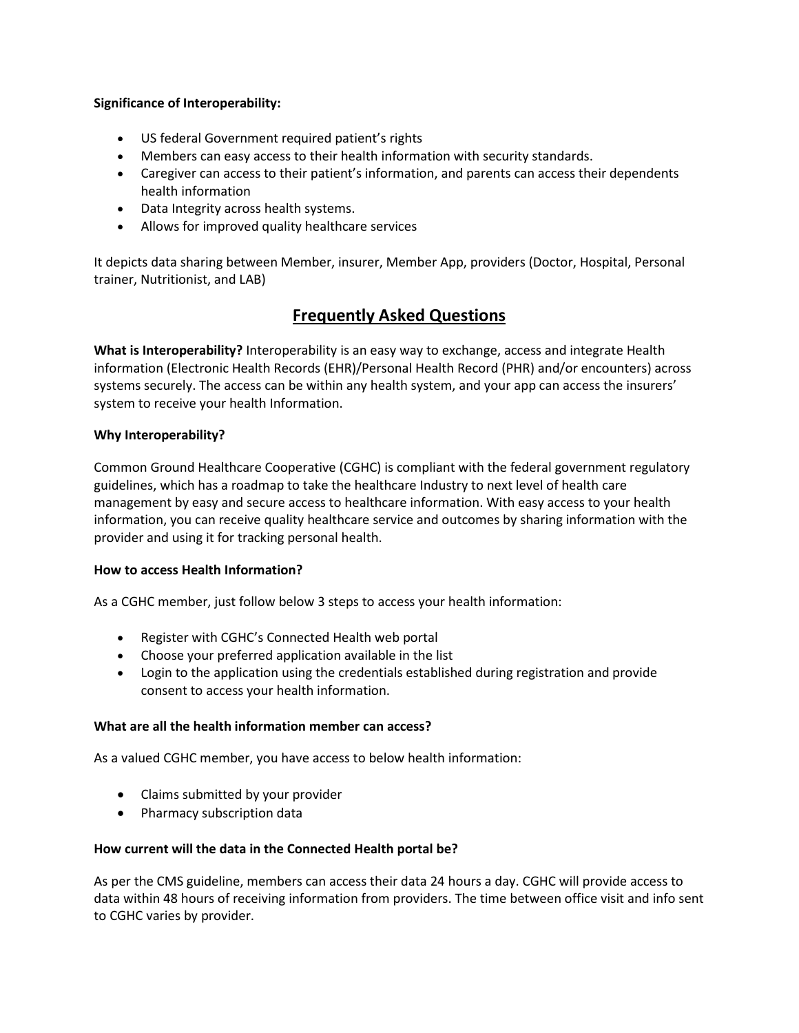**Significance of Interoperability:**

- US federal Government required patient's rights
- Members can easy access to their health information with security standards.
- Caregiver can access to their patient's information, and parents can access their dependents health information
- Data Integrity across health systems.
- Allows for improved quality healthcare services

It depicts data sharing between Member, insurer, Member App, providers (Doctor, Hospital, Personal trainer, Nutritionist, and LAB)

# Frequently Asked Questions

**What is Interoperability?** Interoperability is an easy way to exchange, access and integrate Health information (Electronic Health Records (EHR)/Personal Health Record (PHR) and/or encounters) across systems securely. The access can be within any health system, and your app can access the insurers' system to receive your health Information.

**Why Interoperability?**

Common Ground Healthcare Cooperative (CGHC) is compliant with the federal government regulatory guidelines, which has a roadmap to take the healthcare Industry to next level of health care management by easy and secure access to healthcare information. With easy access to your health information, you can receive quality healthcare service and outcomes by sharing information with the provider and using it for tracking personal health.

**How to access Health Information?**

As a CGHC member, just follow below 3 steps to access your health information:

- Register with CGHC's Connected Health web portal
- Choose your preferred application available in the list
- Login to the application using the credentials established during registration and provide consent to access your health information.

**What are all the health information member can access?**

As a valued CGHC member, you have access to below health information:

- Claims submitted by your provider
- Pharmacy subscription data

**How current will the data in the Connected Health portal be?**

As per the CMS guideline, members can access their data 24 hours a day. CGHC will provide access to data within 48 hours of receiving information from providers. The time between office visit and info sent to CGHC varies by provider.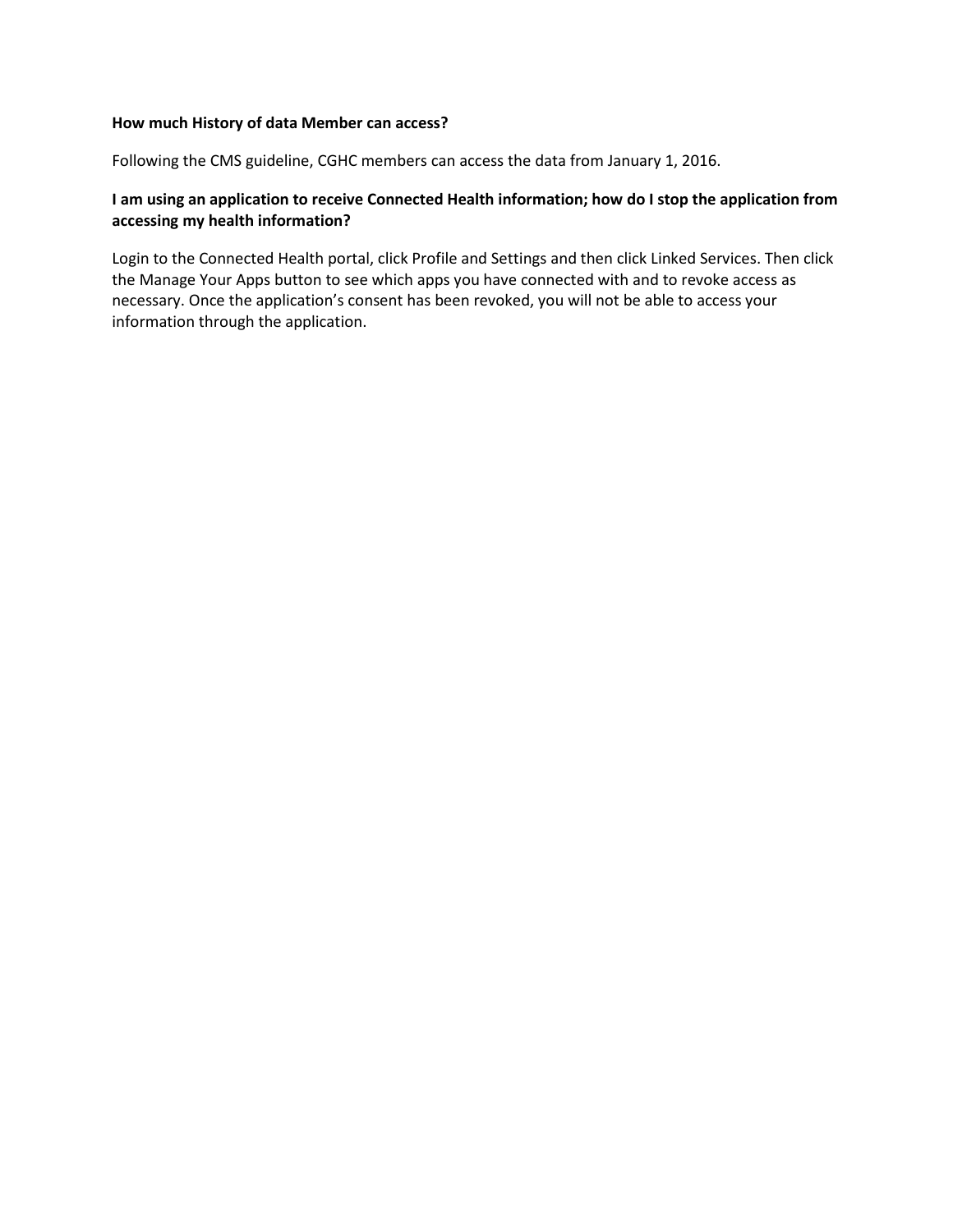**How much History of data Member can access?**

Following the CMS guideline, CGHC members can access the data from January 1, 2016.

**I am using an application to receive Connected Health information; how do I stop the application from accessing my health information?**

Login to the Connected Health portal, click Profile and Settings and then click Linked Services. Then click the Manage Your Apps button to see which apps you have connected with and to revoke access as necessary. Once the application's consent has been revoked, you will not be able to access your information through the application.